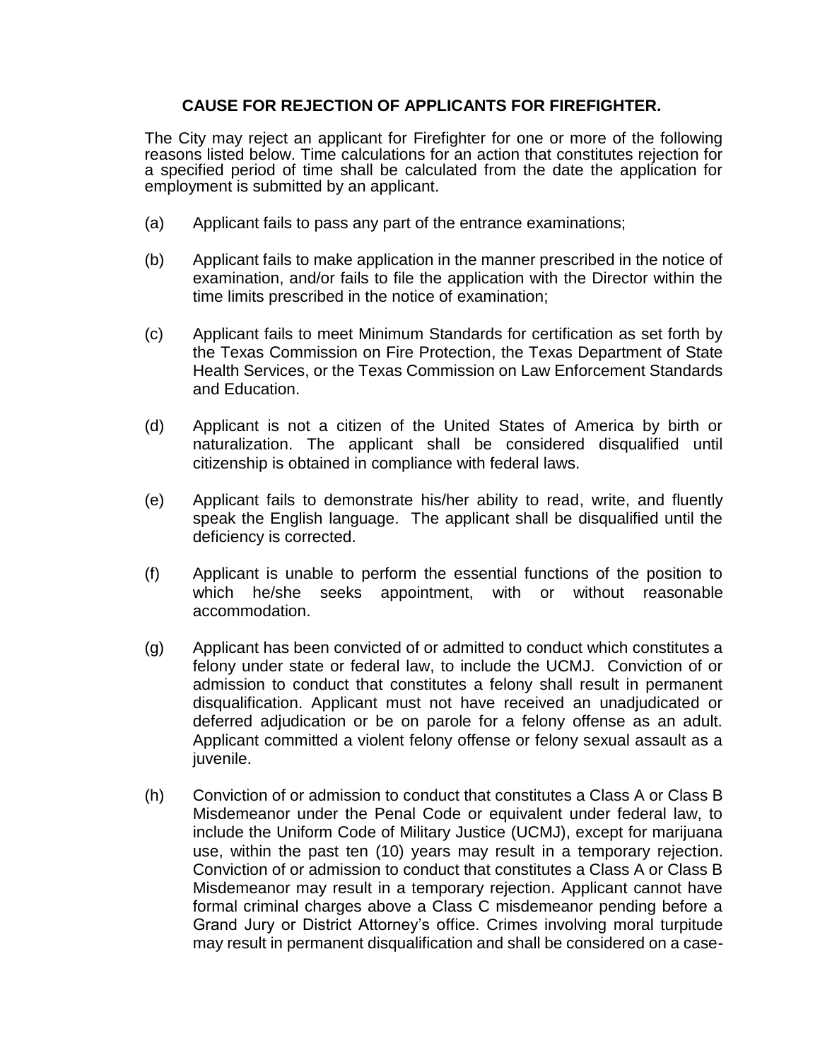## CAUSE FOR REJECTION OF APPLICANTS FOR FIREFIGHTER.

The City may reject an applicant for Firefighter for one or more of the following reasons listed below. Time calculations for an action that constitutes rejection for a specified period of time shall be calculated from the date the application for employment is submitted by an applicant.

(a) Applicant fails to pass any part of the entrance examinations;

(b) Applicant fails to make application in the manner prescribed in the notice of examination, and/or fails to file the application with the Director within the time limits prescribed in the notice of examination;

(c) Applicant fails to meet Minimum Standards for certification as set forth by the Texas Commission on Fire Protection, the Texas Department of State Health Services, or the Texas Commission on Law Enforcement Standards and Education.

(d) Applicant is not a citizen of the United States of America by birth or naturalization. The applicant shall be considered disqualified until citizenship is obtained in compliance with federal laws.

(e) Applicant fails to demonstrate his/her ability to read, write, and fluently speak the English language. The applicant shall be disqualified until the deficiency is corrected.

(f) Applicant is unable to perform the essential functions of the position to which he/she seeks appointment, with or without reasonable accommodation.

(g) Applicant has been convicted of or admitted to conduct which constitutes a felony under state or federal law, to include the UCMJ. Conviction of or admission to conduct that constitutes a felony shall result in permanent disqualification. Applicant must not have received an unadjudicated or deferred adjudication or be on parole for a felony offense as an adult. Applicant committed a violent felony offense or felony sexual assault as a juvenile.

(h) Conviction of or admission to conduct that constitutes a Class A or Class B Misdemeanor under the Penal Code or equivalent under federal law, to include the Uniform Code of Military Justice (UCMJ), except for marijuana use, within the past ten (10) years may result in a temporary rejection. Conviction of or admission to conduct that constitutes a Class A or Class B Misdemeanor may result in a temporary rejection. Applicant cannot have formal criminal charges above a Class C misdemeanor pending before a Grand Jury or District Attorney's office. Crimes involving moral turpitude may result in permanent disqualification and shall be considered on a case-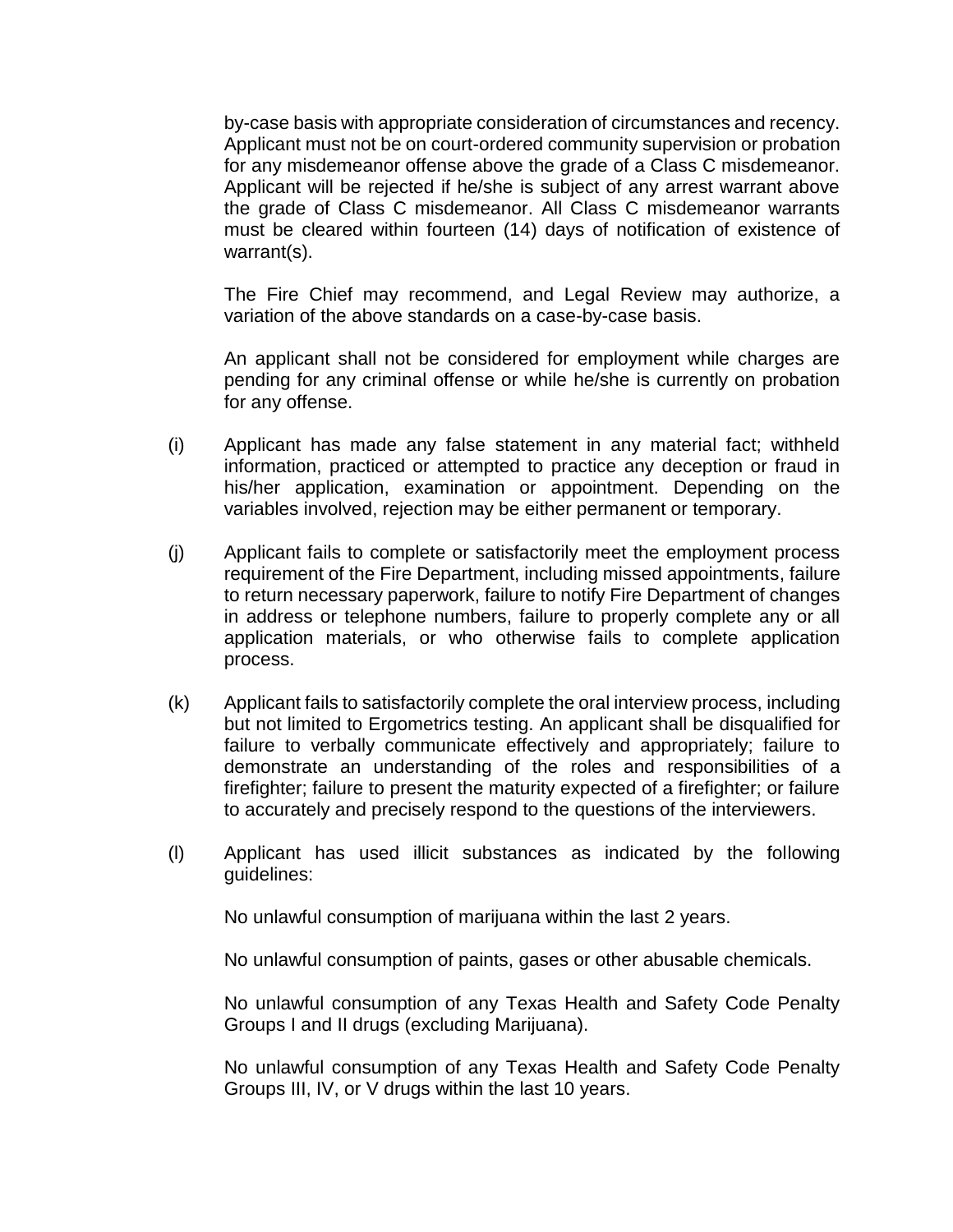by-case basis with appropriate consideration of circumstances and recency. Applicant must not be on court-ordered community supervision or probation for any misdemeanor offense above the grade of a Class C misdemeanor. Applicant will be rejected if he/she is subject of any arrest warrant above the grade of Class C misdemeanor. All Class C misdemeanor warrants must be cleared within fourteen (14) days of notification of existence of warrant(s).

The Fire Chief may recommend, and Legal Review may authorize, a variation of the above standards on a case-by-case basis.

An applicant shall not be considered for employment while charges are pending for any criminal offense or while he/she is currently on probation for any offense.

(i) Applicant has made any false statement in any material fact; withheld information, practiced or attempted to practice any deception or fraud in his/her application, examination or appointment. Depending on the variables involved, rejection may be either permanent or temporary.

(j) Applicant fails to complete or satisfactorily meet the employment process requirement of the Fire Department, including missed appointments, failure to return necessary paperwork, failure to notify Fire Department of changes in address or telephone numbers, failure to properly complete any or all application materials, or who otherwise fails to complete application process.

(k) Applicant fails to satisfactorily complete the oral interview process, including but not limited to Ergometrics testing. An applicant shall be disqualified for failure to verbally communicate effectively and appropriately; failure to demonstrate an understanding of the roles and responsibilities of a firefighter; failure to present the maturity expected of a firefighter; or failure to accurately and precisely respond to the questions of the interviewers.

(l) Applicant has used illicit substances as indicated by the following guidelines:

No unlawful consumption of marijuana within the last 2 years.

No unlawful consumption of paints, gases or other abusable chemicals.

No unlawful consumption of any Texas Health and Safety Code Penalty Groups I and II drugs (excluding Marijuana).

No unlawful consumption of any Texas Health and Safety Code Penalty Groups III, IV, or V drugs within the last 10 years.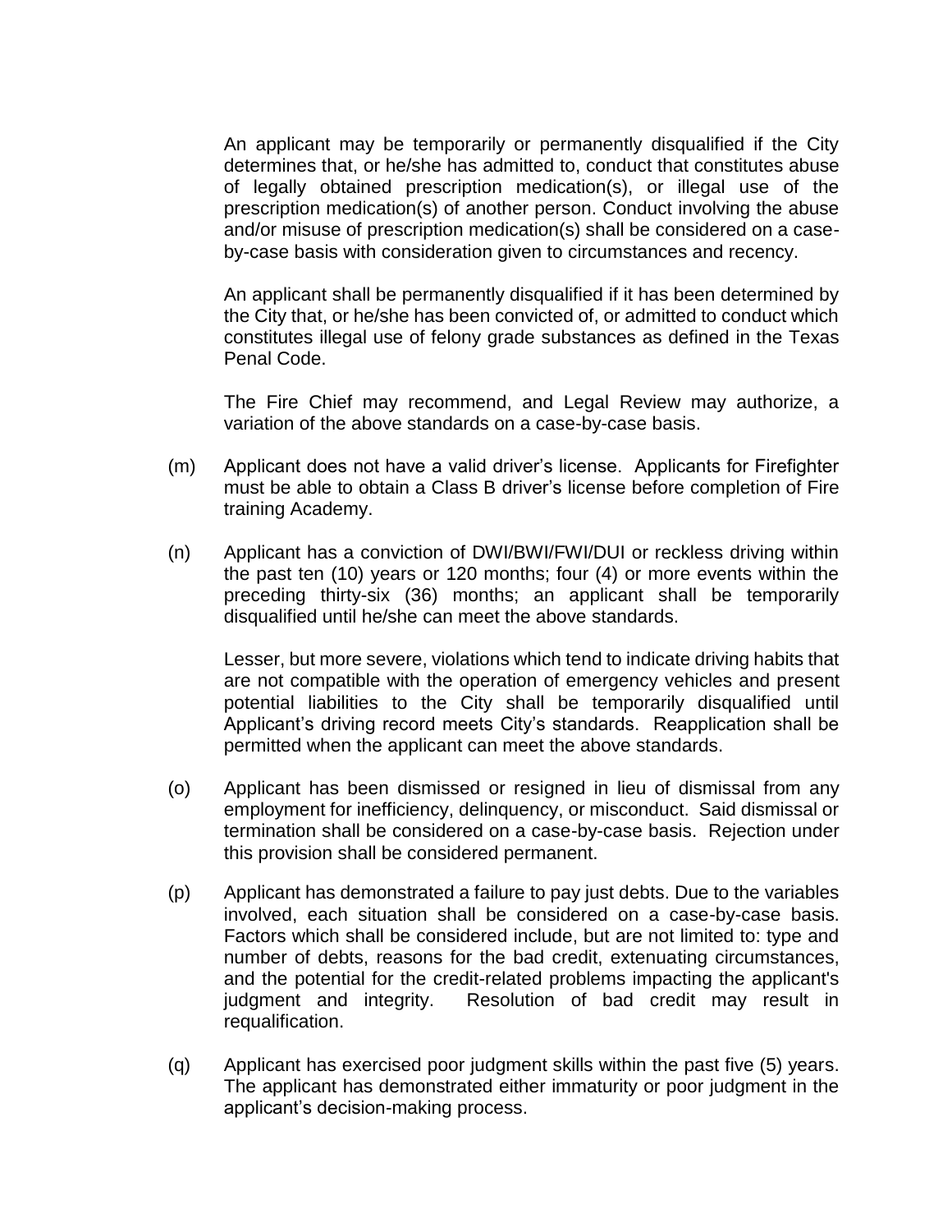An applicant may be temporarily or permanently disqualified if the City determines that, or he/she has admitted to, conduct that constitutes abuse of legally obtained prescription medication(s), or illegal use of the prescription medication(s) of another person. Conduct involving the abuse and/or misuse of prescription medication(s) shall be considered on a case-by-case basis with consideration given to circumstances and recency.

An applicant shall be permanently disqualified if it has been determined by the City that, or he/she has been convicted of, or admitted to conduct which constitutes illegal use of felony grade substances as defined in the Texas Penal Code.

The Fire Chief may recommend, and Legal Review may authorize, a variation of the above standards on a case-by-case basis.

(m) Applicant does not have a valid driver's license. Applicants for Firefighter must be able to obtain a Class B driver's license before completion of Fire training Academy.

(n) Applicant has a conviction of DWI/BWI/FWI/DUI or reckless driving within the past ten (10) years or 120 months; four (4) or more events within the preceding thirty-six (36) months; an applicant shall be temporarily disqualified until he/she can meet the above standards.

Lesser, but more severe, violations which tend to indicate driving habits that are not compatible with the operation of emergency vehicles and present potential liabilities to the City shall be temporarily disqualified until Applicant's driving record meets City's standards. Reapplication shall be permitted when the applicant can meet the above standards.

(o) Applicant has been dismissed or resigned in lieu of dismissal from any employment for inefficiency, delinquency, or misconduct. Said dismissal or termination shall be considered on a case-by-case basis. Rejection under this provision shall be considered permanent.

(p) Applicant has demonstrated a failure to pay just debts. Due to the variables involved, each situation shall be considered on a case-by-case basis. Factors which shall be considered include, but are not limited to: type and number of debts, reasons for the bad credit, extenuating circumstances, and the potential for the credit-related problems impacting the applicant's judgment and integrity. Resolution of bad credit may result in requalification.

(q) Applicant has exercised poor judgment skills within the past five (5) years. The applicant has demonstrated either immaturity or poor judgment in the applicant's decision-making process.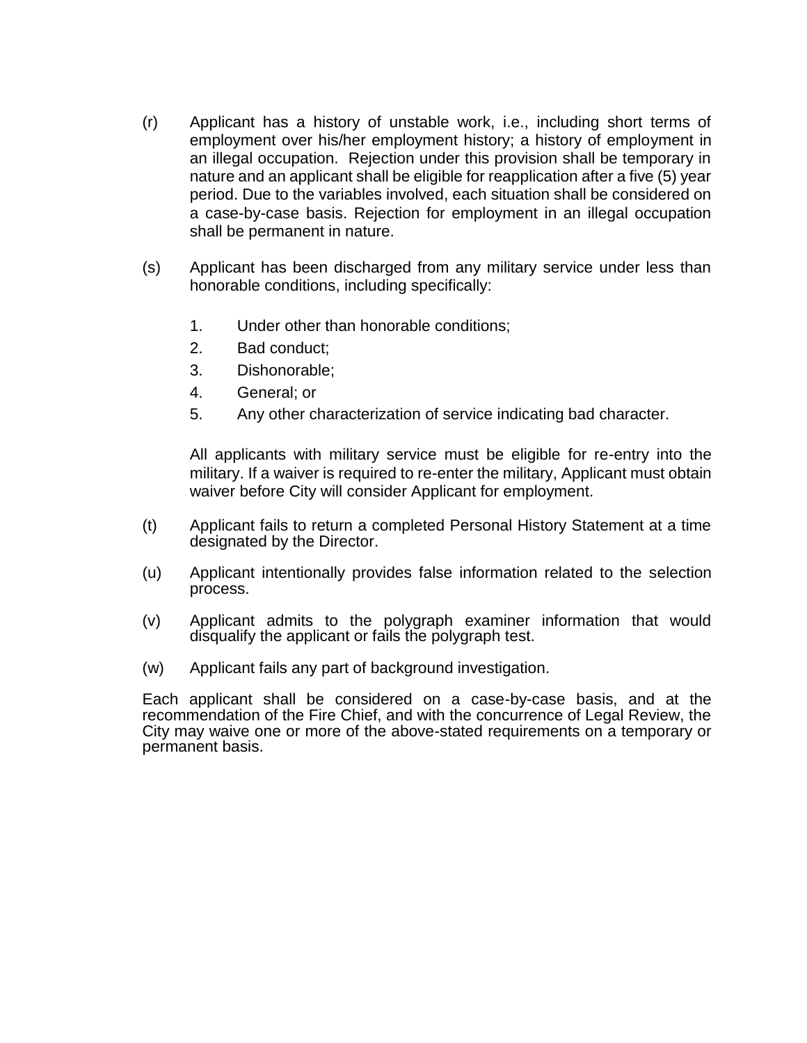(r) Applicant has a history of unstable work, i.e., including short terms of employment over his/her employment history; a history of employment in an illegal occupation. Rejection under this provision shall be temporary in nature and an applicant shall be eligible for reapplication after a five (5) year period. Due to the variables involved, each situation shall be considered on a case-by-case basis. Rejection for employment in an illegal occupation shall be permanent in nature.

(s) Applicant has been discharged from any military service under less than honorable conditions, including specifically:

1. Under other than honorable conditions;
2. Bad conduct;
3. Dishonorable;
4. General; or
5. Any other characterization of service indicating bad character.

All applicants with military service must be eligible for re-entry into the military. If a waiver is required to re-enter the military, Applicant must obtain waiver before City will consider Applicant for employment.

(t) Applicant fails to return a completed Personal History Statement at a time designated by the Director.

(u) Applicant intentionally provides false information related to the selection process.

(v) Applicant admits to the polygraph examiner information that would disqualify the applicant or fails the polygraph test.

(w) Applicant fails any part of background investigation.

Each applicant shall be considered on a case-by-case basis, and at the recommendation of the Fire Chief, and with the concurrence of Legal Review, the City may waive one or more of the above-stated requirements on a temporary or permanent basis.